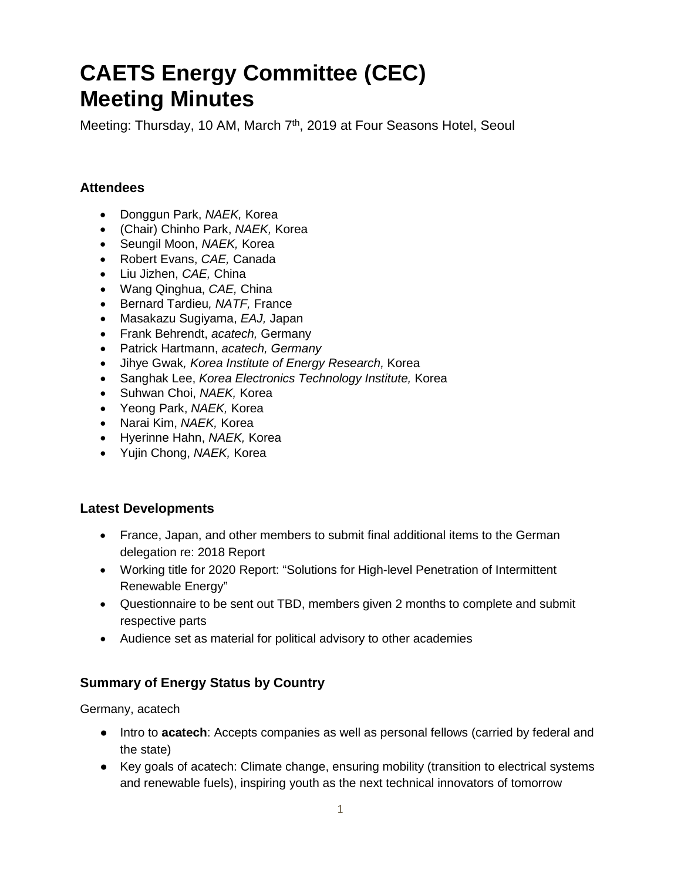# CAETS Energy Committee (CEC) Meeting Minutes

Meeting: Thursday, 10 AM, March 7th, 2019 at Four Seasons Hotel, Seoul

### Attendees

- Donggun Park, *NAEK,* Korea
- (Chair) Chinho Park, *NAEK,* Korea
- Seungil Moon, *NAEK,* Korea
- Robert Evans, *CAE,* Canada
- Liu Jizhen, *CAE,* China
- Wang Qinghua, *CAE,* China
- Bernard Tardieu*, NATF,* France
- Masakazu Sugiyama, *EAJ,* Japan
- Frank Behrendt, *acatech,* Germany
- Patrick Hartmann, *acatech, Germany*
- Jihye Gwak*, Korea Institute of Energy Research,* Korea
- Sanghak Lee, *Korea Electronics Technology Institute,* Korea
- Suhwan Choi, *NAEK,* Korea
- Yeong Park, *NAEK,* Korea
- Narai Kim, *NAEK,* Korea
- Hyerinne Hahn, *NAEK,* Korea
- Yujin Chong, *NAEK,* Korea

### Latest Developments

- France, Japan, and other members to submit final additional items to the German delegation re: 2018 Report
- Working title for 2020 Report: "Solutions for High-level Penetration of Intermittent Renewable Energy"
- Questionnaire to be sent out TBD, members given 2 months to complete and submit respective parts
- Audience set as material for political advisory to other academies

### Summary of Energy Status by Country

Germany, acatech

- Intro to **acatech**: Accepts companies as well as personal fellows (carried by federal and the state)
- Key goals of acatech: Climate change, ensuring mobility (transition to electrical systems and renewable fuels), inspiring youth as the next technical innovators of tomorrow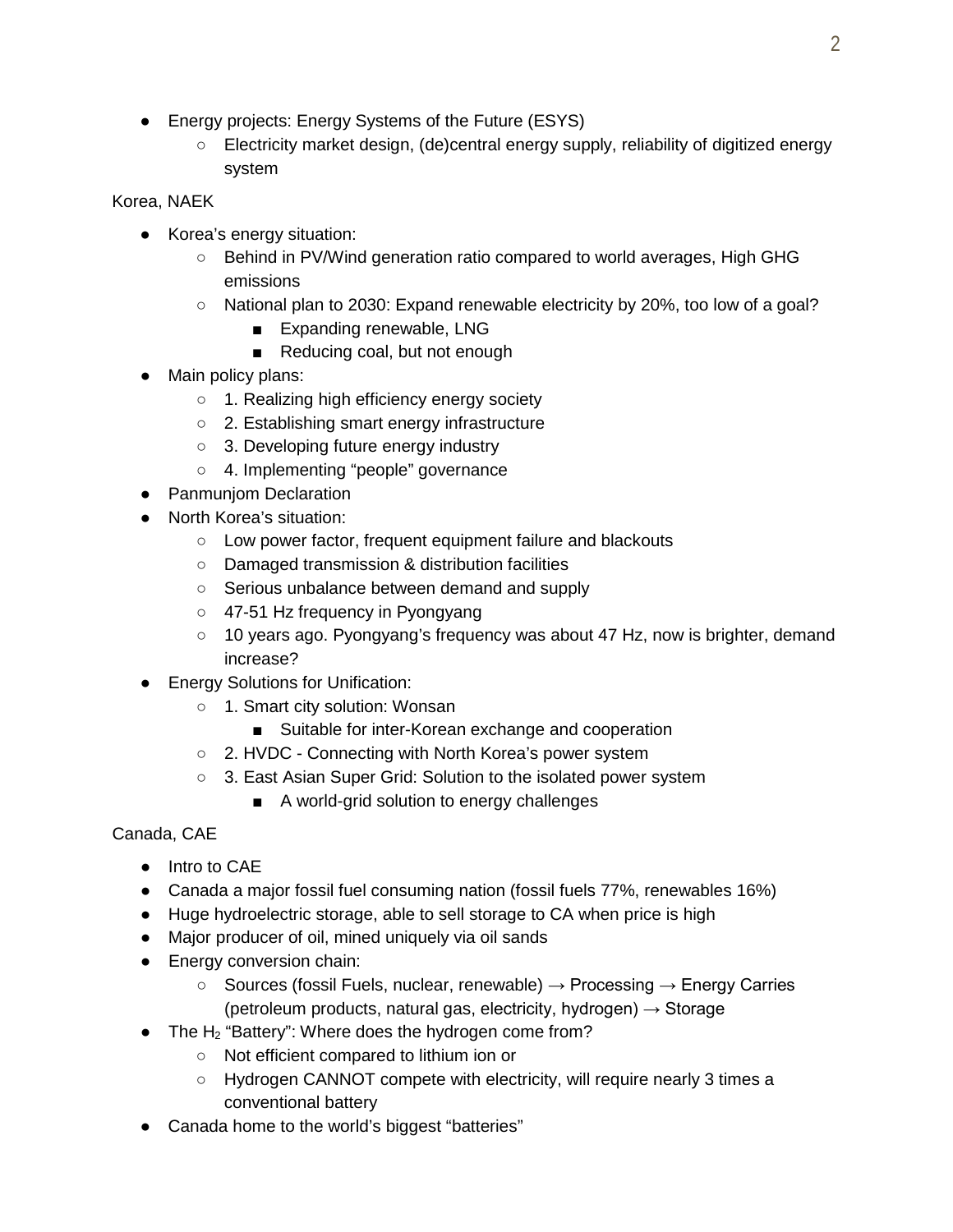- Energy projects: Energy Systems of the Future (ESYS)
  - Electricity market design, (de)central energy supply, reliability of digitized energy system

Korea, NAEK

- Korea's energy situation:
  - Behind in PV/Wind generation ratio compared to world averages, High GHG emissions
  - National plan to 2030: Expand renewable electricity by 20%, too low of a goal?
    - Expanding renewable, LNG
    - Reducing coal, but not enough
- Main policy plans:
  - 1. Realizing high efficiency energy society
  - 2. Establishing smart energy infrastructure
  - 3. Developing future energy industry
  - 4. Implementing "people" governance
- Panmunjom Declaration
- North Korea's situation:
  - Low power factor, frequent equipment failure and blackouts
  - Damaged transmission & distribution facilities
  - Serious unbalance between demand and supply
  - 47-51 Hz frequency in Pyongyang
  - 10 years ago. Pyongyang's frequency was about 47 Hz, now is brighter, demand increase?
- Energy Solutions for Unification:
  - 1. Smart city solution: Wonsan
    - Suitable for inter-Korean exchange and cooperation
  - 2. HVDC - Connecting with North Korea's power system
  - 3. East Asian Super Grid: Solution to the isolated power system
    - A world-grid solution to energy challenges

Canada, CAE

- Intro to CAE
- Canada a major fossil fuel consuming nation (fossil fuels 77%, renewables 16%)
- Huge hydroelectric storage, able to sell storage to CA when price is high
- Major producer of oil, mined uniquely via oil sands
- Energy conversion chain:
  - Sources (fossil Fuels, nuclear, renewable) → Processing → Energy Carries (petroleum products, natural gas, electricity, hydrogen) → Storage
- The $H_2$ "Battery": Where does the hydrogen come from?
  - Not efficient compared to lithium ion or
  - Hydrogen CANNOT compete with electricity, will require nearly 3 times a conventional battery
- Canada home to the world's biggest "batteries"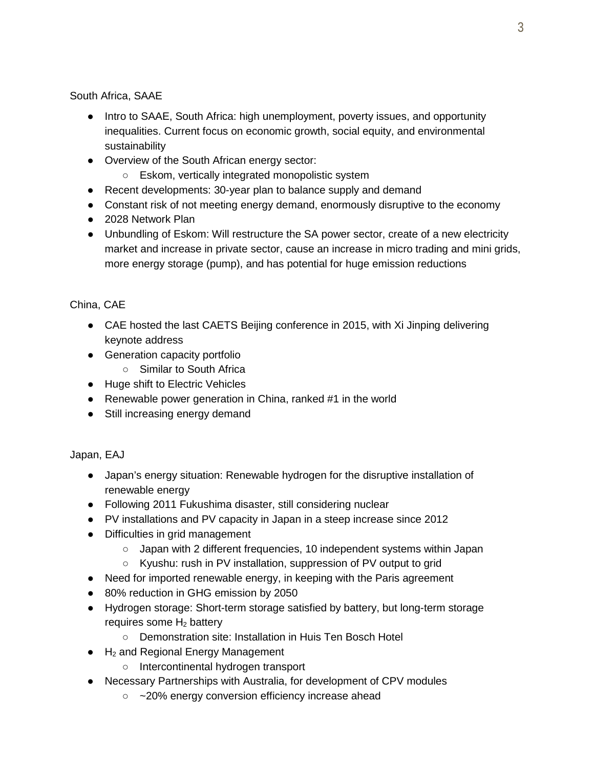South Africa, SAAE

- Intro to SAAE, South Africa: high unemployment, poverty issues, and opportunity inequalities. Current focus on economic growth, social equity, and environmental sustainability
- Overview of the South African energy sector:
  - Eskom, vertically integrated monopolistic system
- Recent developments: 30-year plan to balance supply and demand
- Constant risk of not meeting energy demand, enormously disruptive to the economy
- 2028 Network Plan
- Unbundling of Eskom: Will restructure the SA power sector, create of a new electricity market and increase in private sector, cause an increase in micro trading and mini grids, more energy storage (pump), and has potential for huge emission reductions

China, CAE

- CAE hosted the last CAETS Beijing conference in 2015, with Xi Jinping delivering keynote address
- Generation capacity portfolio
  - Similar to South Africa
- Huge shift to Electric Vehicles
- Renewable power generation in China, ranked #1 in the world
- Still increasing energy demand

Japan, EAJ

- Japan's energy situation: Renewable hydrogen for the disruptive installation of renewable energy
- Following 2011 Fukushima disaster, still considering nuclear
- PV installations and PV capacity in Japan in a steep increase since 2012
- Difficulties in grid management
  - Japan with 2 different frequencies, 10 independent systems within Japan
  - Kyushu: rush in PV installation, suppression of PV output to grid
- Need for imported renewable energy, in keeping with the Paris agreement
- 80% reduction in GHG emission by 2050
- Hydrogen storage: Short-term storage satisfied by battery, but long-term storage requires some $H_2$ battery
  - Demonstration site: Installation in Huis Ten Bosch Hotel
- $H_2$ and Regional Energy Management
  - Intercontinental hydrogen transport
- Necessary Partnerships with Australia, for development of CPV modules
  - ~20% energy conversion efficiency increase ahead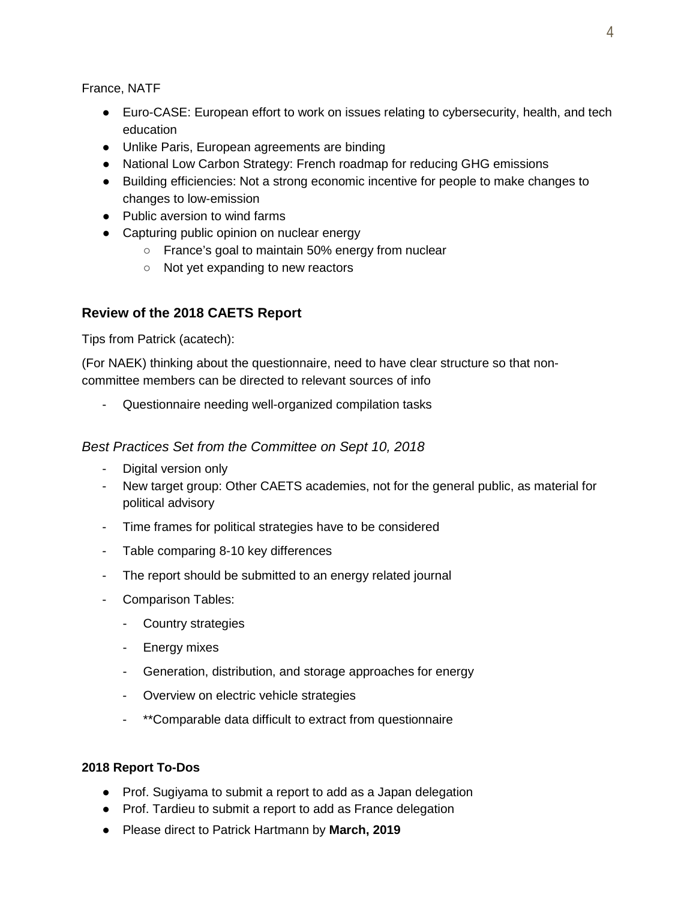France, NATF

- Euro-CASE: European effort to work on issues relating to cybersecurity, health, and tech education
- Unlike Paris, European agreements are binding
- National Low Carbon Strategy: French roadmap for reducing GHG emissions
- Building efficiencies: Not a strong economic incentive for people to make changes to changes to low-emission
- Public aversion to wind farms
- Capturing public opinion on nuclear energy
    - France's goal to maintain 50% energy from nuclear
    - Not yet expanding to new reactors

## Review of the 2018 CAETS Report

Tips from Patrick (acatech):

(For NAEK) thinking about the questionnaire, need to have clear structure so that non-committee members can be directed to relevant sources of info

- Questionnaire needing well-organized compilation tasks

### *Best Practices Set from the Committee on Sept 10, 2018*

- Digital version only
- New target group: Other CAETS academies, not for the general public, as material for political advisory
- Time frames for political strategies have to be considered
- Table comparing 8-10 key differences
- The report should be submitted to an energy related journal
- Comparison Tables:
    - Country strategies
    - Energy mixes
    - Generation, distribution, and storage approaches for energy
    - Overview on electric vehicle strategies
    - **Comparable data difficult to extract from questionnaire

**2018 Report To-Dos**

- Prof. Sugiyama to submit a report to add as a Japan delegation
- Prof. Tardieu to submit a report to add as France delegation
- Please direct to Patrick Hartmann by **March, 2019**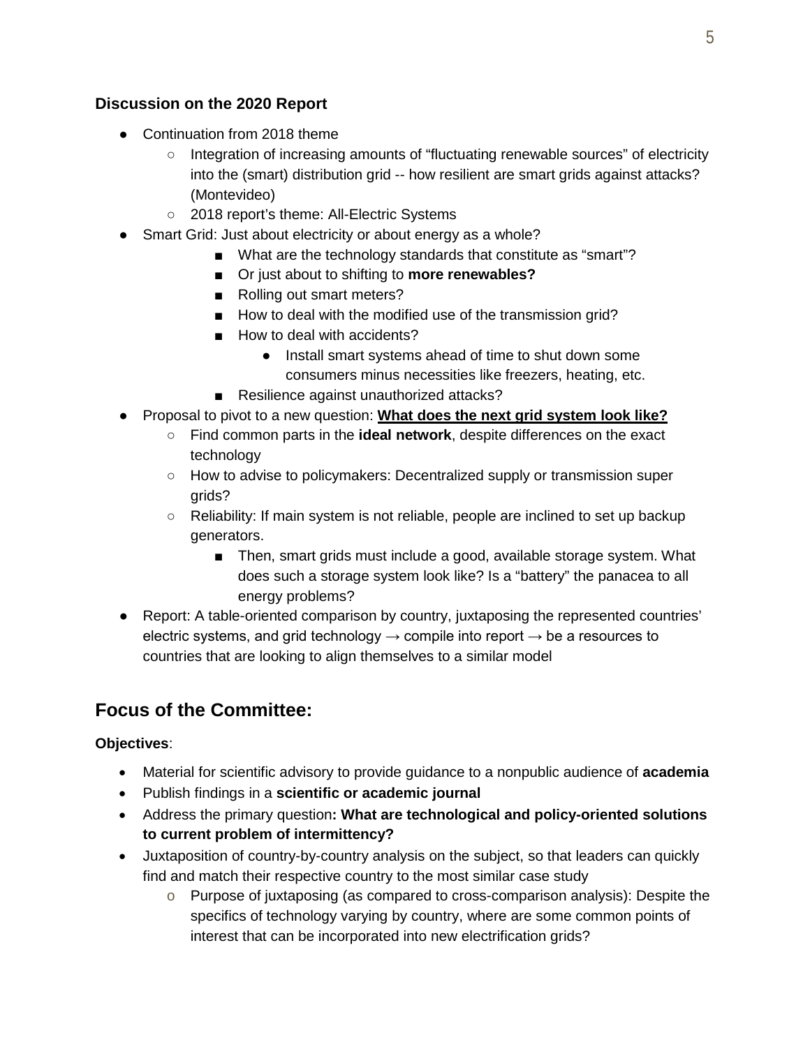**Discussion on the 2020 Report**

- Continuation from 2018 theme
  - Integration of increasing amounts of "fluctuating renewable sources" of electricity into the (smart) distribution grid -- how resilient are smart grids against attacks? (Montevideo)
  - 2018 report's theme: All-Electric Systems
- Smart Grid: Just about electricity or about energy as a whole?
  - What are the technology standards that constitute as "smart"?
  - Or just about to shifting to **more renewables?**
  - Rolling out smart meters?
  - How to deal with the modified use of the transmission grid?
  - How to deal with accidents?
    - Install smart systems ahead of time to shut down some consumers minus necessities like freezers, heating, etc.
  - Resilience against unauthorized attacks?
- Proposal to pivot to a new question: **<u>What does the next grid system look like?</u>**
  - Find common parts in the **ideal network**, despite differences on the exact technology
  - How to advise to policymakers: Decentralized supply or transmission super grids?
  - Reliability: If main system is not reliable, people are inclined to set up backup generators.
    - Then, smart grids must include a good, available storage system. What does such a storage system look like? Is a "battery" the panacea to all energy problems?
- Report: A table-oriented comparison by country, juxtaposing the represented countries' electric systems, and grid technology → compile into report → be a resources to countries that are looking to align themselves to a similar model

## Focus of the Committee:

**Objectives**:

- Material for scientific advisory to provide guidance to a nonpublic audience of **academia**
- Publish findings in a **scientific or academic journal**
- Address the primary question**: What are technological and policy-oriented solutions to current problem of intermittency?**
- Juxtaposition of country-by-country analysis on the subject, so that leaders can quickly find and match their respective country to the most similar case study
  - Purpose of juxtaposing (as compared to cross-comparison analysis): Despite the specifics of technology varying by country, where are some common points of interest that can be incorporated into new electrification grids?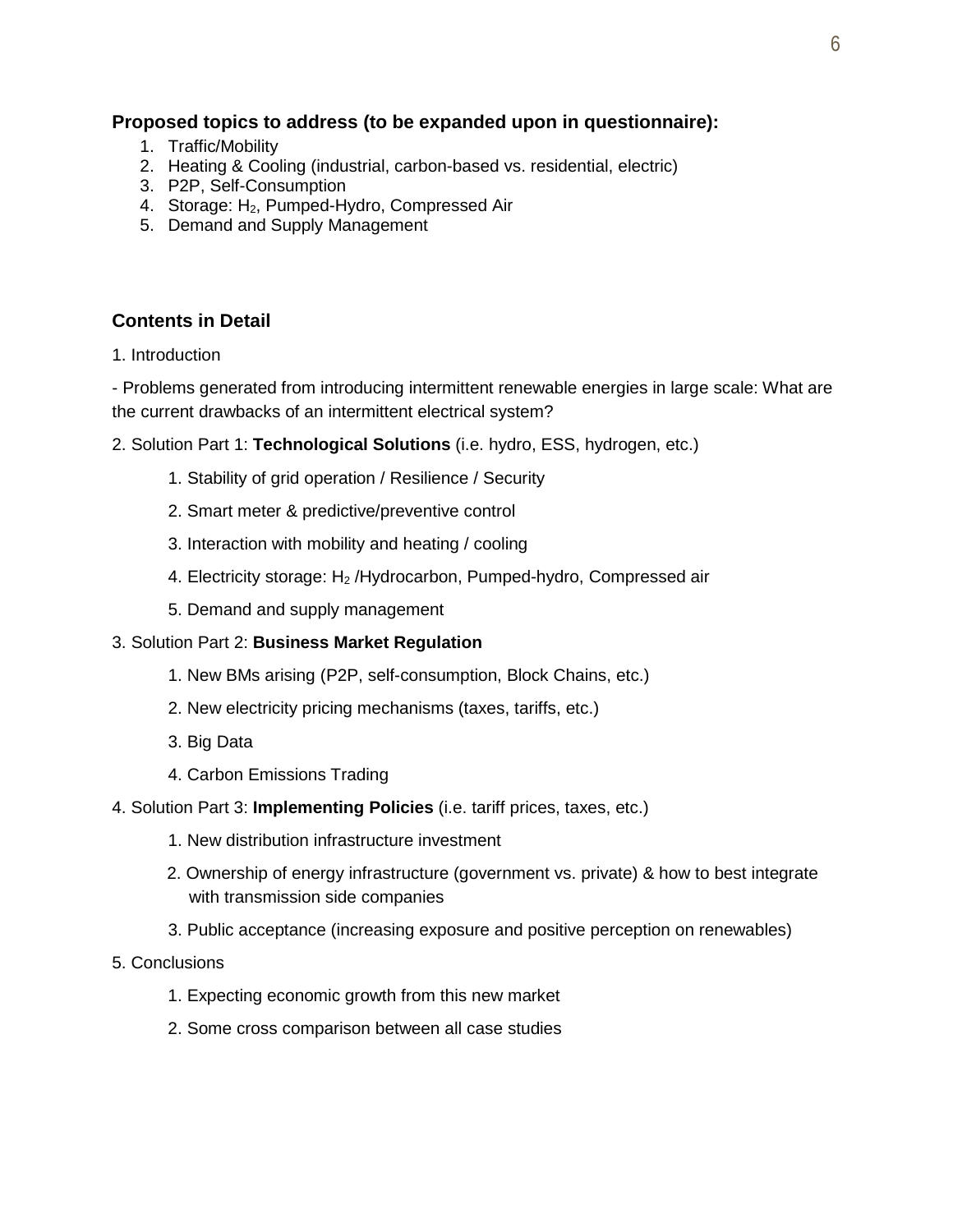**Proposed topics to address (to be expanded upon in questionnaire):**

1. Traffic/Mobility
2. Heating & Cooling (industrial, carbon-based vs. residential, electric)
3. P2P, Self-Consumption
4. Storage: $H_2$, Pumped-Hydro, Compressed Air
5. Demand and Supply Management

**Contents in Detail**

1. Introduction

- Problems generated from introducing intermittent renewable energies in large scale: What are the current drawbacks of an intermittent electrical system?

2. Solution Part 1: **Technological Solutions** (i.e. hydro, ESS, hydrogen, etc.)

   1. Stability of grid operation / Resilience / Security
   2. Smart meter & predictive/preventive control
   3. Interaction with mobility and heating / cooling
   4. Electricity storage: $H_2$ /Hydrocarbon, Pumped-hydro, Compressed air
   5. Demand and supply management

3. Solution Part 2: **Business Market Regulation**

   1. New BMs arising (P2P, self-consumption, Block Chains, etc.)
   2. New electricity pricing mechanisms (taxes, tariffs, etc.)
   3. Big Data
   4. Carbon Emissions Trading

4. Solution Part 3: **Implementing Policies** (i.e. tariff prices, taxes, etc.)

   1. New distribution infrastructure investment
   2. Ownership of energy infrastructure (government vs. private) & how to best integrate with transmission side companies
   3. Public acceptance (increasing exposure and positive perception on renewables)

5. Conclusions

   1. Expecting economic growth from this new market
   2. Some cross comparison between all case studies